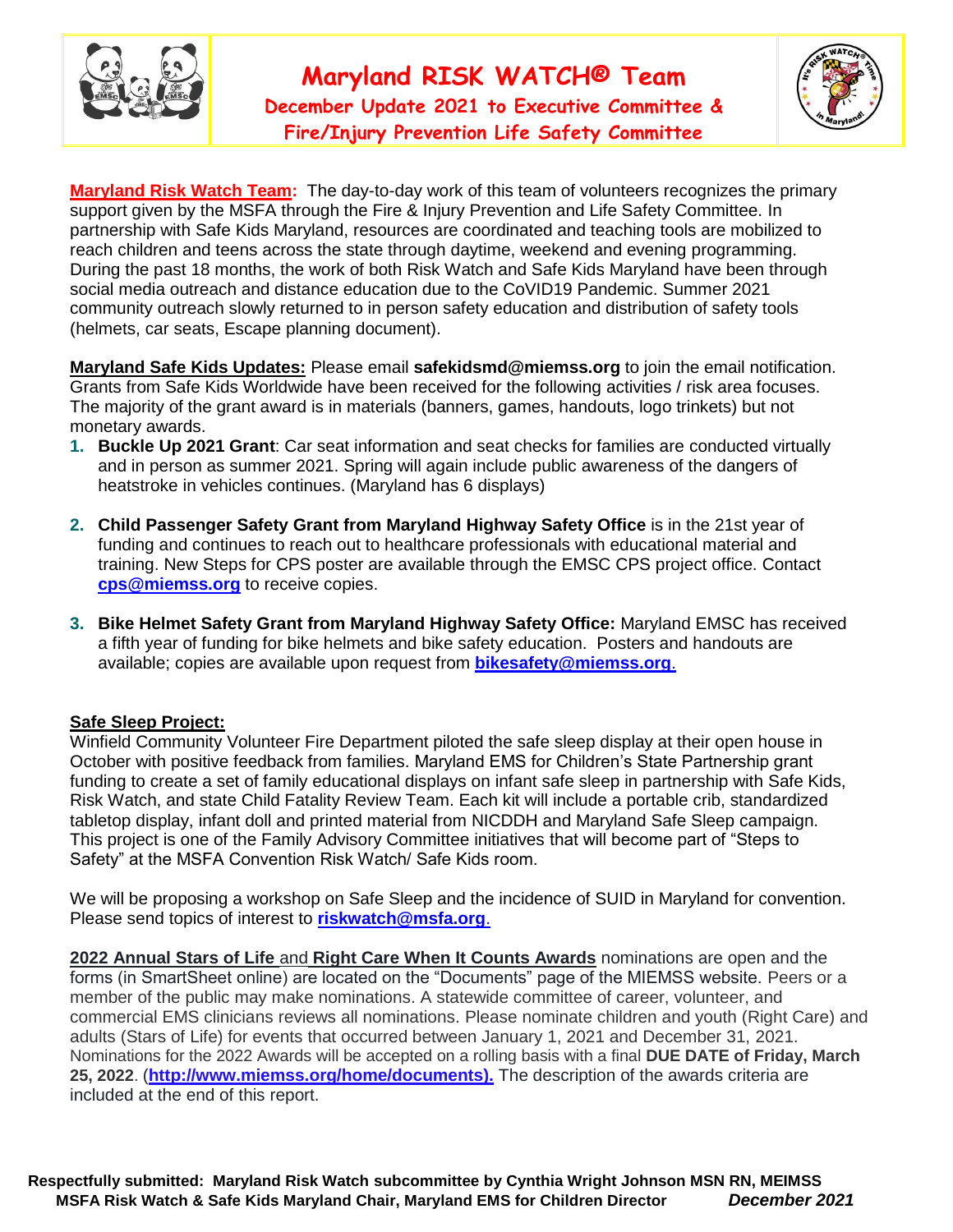# Maryland RISK WATCH® Team

## December Update 2021 to Executive Committee & Fire/Injury Prevention Life Safety Committee

**Maryland Risk Watch Team:** The day-to-day work of this team of volunteers recognizes the primary support given by the MSFA through the Fire & Injury Prevention and Life Safety Committee. In partnership with Safe Kids Maryland, resources are coordinated and teaching tools are mobilized to reach children and teens across the state through daytime, weekend and evening programming. During the past 18 months, the work of both Risk Watch and Safe Kids Maryland have been through social media outreach and distance education due to the CoVID19 Pandemic. Summer 2021 community outreach slowly returned to in person safety education and distribution of safety tools (helmets, car seats, Escape planning document).

**Maryland Safe Kids Updates:** Please email **safekidsmd@miemss.org** to join the email notification. Grants from Safe Kids Worldwide have been received for the following activities / risk area focuses. The majority of the grant award is in materials (banners, games, handouts, logo trinkets) but not monetary awards.

1. **Buckle Up 2021 Grant**: Car seat information and seat checks for families are conducted virtually and in person as summer 2021. Spring will again include public awareness of the dangers of heatstroke in vehicles continues. (Maryland has 6 displays)
2. **Child Passenger Safety Grant from Maryland Highway Safety Office** is in the 21st year of funding and continues to reach out to healthcare professionals with educational material and training. New Steps for CPS poster are available through the EMSC CPS project office. Contact **cps@miemss.org** to receive copies.
3. **Bike Helmet Safety Grant from Maryland Highway Safety Office:** Maryland EMSC has received a fifth year of funding for bike helmets and bike safety education. Posters and handouts are available; copies are available upon request from **bikesafety@miemss.org**.

**Safe Sleep Project:**
Winfield Community Volunteer Fire Department piloted the safe sleep display at their open house in October with positive feedback from families. Maryland EMS for Children's State Partnership grant funding to create a set of family educational displays on infant safe sleep in partnership with Safe Kids, Risk Watch, and state Child Fatality Review Team. Each kit will include a portable crib, standardized tabletop display, infant doll and printed material from NICDDH and Maryland Safe Sleep campaign. This project is one of the Family Advisory Committee initiatives that will become part of "Steps to Safety" at the MSFA Convention Risk Watch/ Safe Kids room.

We will be proposing a workshop on Safe Sleep and the incidence of SUID in Maryland for convention. Please send topics of interest to **riskwatch@msfa.org**.

**2022 Annual Stars of Life** and **Right Care When It Counts Awards** nominations are open and the forms (in SmartSheet online) are located on the "Documents" page of the MIEMSS website. Peers or a member of the public may make nominations. A statewide committee of career, volunteer, and commercial EMS clinicians reviews all nominations. Please nominate children and youth (Right Care) and adults (Stars of Life) for events that occurred between January 1, 2021 and December 31, 2021. Nominations for the 2022 Awards will be accepted on a rolling basis with a final **DUE DATE of Friday, March 25, 2022**. (**http://www.miemss.org/home/documents).** The description of the awards criteria are included at the end of this report.

**Respectfully submitted: Maryland Risk Watch subcommittee by Cynthia Wright Johnson MSN RN, MEIMSS MSFA Risk Watch & Safe Kids Maryland Chair, Maryland EMS for Children Director** ***December 2021***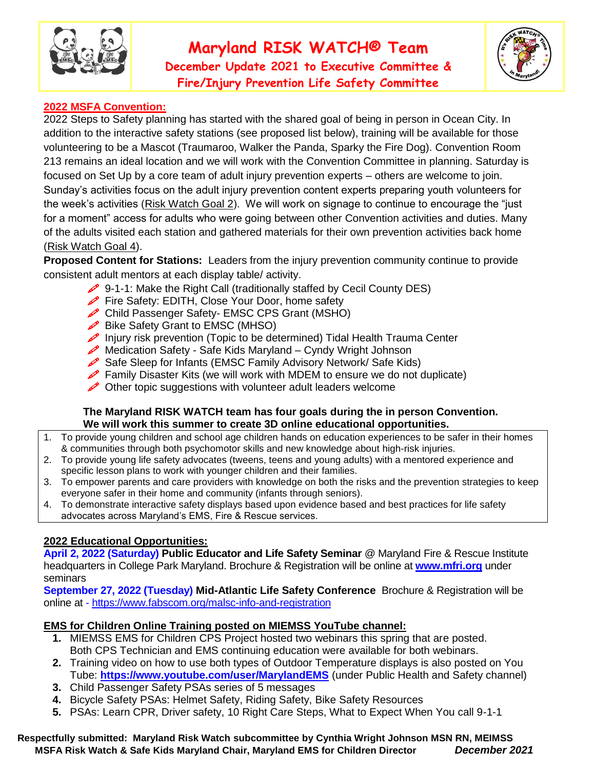# Maryland RISK WATCH® Team

## December Update 2021 to Executive Committee & Fire/Injury Prevention Life Safety Committee

**2022 MSFA Convention:**

2022 Steps to Safety planning has started with the shared goal of being in person in Ocean City. In addition to the interactive safety stations (see proposed list below), training will be available for those volunteering to be a Mascot (Traumaroo, Walker the Panda, Sparky the Fire Dog). Convention Room 213 remains an ideal location and we will work with the Convention Committee in planning. Saturday is focused on Set Up by a core team of adult injury prevention experts – others are welcome to join. Sunday's activities focus on the adult injury prevention content experts preparing youth volunteers for the week's activities (Risk Watch Goal 2). We will work on signage to continue to encourage the "just for a moment" access for adults who were going between other Convention activities and duties. Many of the adults visited each station and gathered materials for their own prevention activities back home (Risk Watch Goal 4).

**Proposed Content for Stations:** Leaders from the injury prevention community continue to provide consistent adult mentors at each display table/ activity.

- 9-1-1: Make the Right Call (traditionally staffed by Cecil County DES)
- Fire Safety: EDITH, Close Your Door, home safety
- Child Passenger Safety- EMSC CPS Grant (MSHO)
- Bike Safety Grant to EMSC (MHSO)
- Injury risk prevention (Topic to be determined) Tidal Health Trauma Center
- Medication Safety - Safe Kids Maryland – Cyndy Wright Johnson
- Safe Sleep for Infants (EMSC Family Advisory Network/ Safe Kids)
- Family Disaster Kits (we will work with MDEM to ensure we do not duplicate)
- Other topic suggestions with volunteer adult leaders welcome

**The Maryland RISK WATCH team has four goals during the in person Convention. We will work this summer to create 3D online educational opportunities.**

1. To provide young children and school age children hands on education experiences to be safer in their homes & communities through both psychomotor skills and new knowledge about high-risk injuries.
2. To provide young life safety advocates (tweens, teens and young adults) with a mentored experience and specific lesson plans to work with younger children and their families.
3. To empower parents and care providers with knowledge on both the risks and the prevention strategies to keep everyone safer in their home and community (infants through seniors).
4. To demonstrate interactive safety displays based upon evidence based and best practices for life safety advocates across Maryland's EMS, Fire & Rescue services.

**2022 Educational Opportunities:**

**April 2, 2022 (Saturday) Public Educator and Life Safety Seminar** @ Maryland Fire & Rescue Institute headquarters in College Park Maryland. Brochure & Registration will be online at **www.mfri.org** under seminars

**September 27, 2022 (Tuesday) Mid-Atlantic Life Safety Conference** Brochure & Registration will be online at - https://www.fabscom.org/malsc-info-and-registration

**EMS for Children Online Training posted on MIEMSS YouTube channel:**

1. MIEMSS EMS for Children CPS Project hosted two webinars this spring that are posted. Both CPS Technician and EMS continuing education were available for both webinars.
2. Training video on how to use both types of Outdoor Temperature displays is also posted on You Tube: **https://www.youtube.com/user/MarylandEMS** (under Public Health and Safety channel)
3. Child Passenger Safety PSAs series of 5 messages
4. Bicycle Safety PSAs: Helmet Safety, Riding Safety, Bike Safety Resources
5. PSAs: Learn CPR, Driver safety, 10 Right Care Steps, What to Expect When You call 9-1-1

**Respectfully submitted: Maryland Risk Watch subcommittee by Cynthia Wright Johnson MSN RN, MEIMSS MSFA Risk Watch & Safe Kids Maryland Chair, Maryland EMS for Children Director** ***December 2021***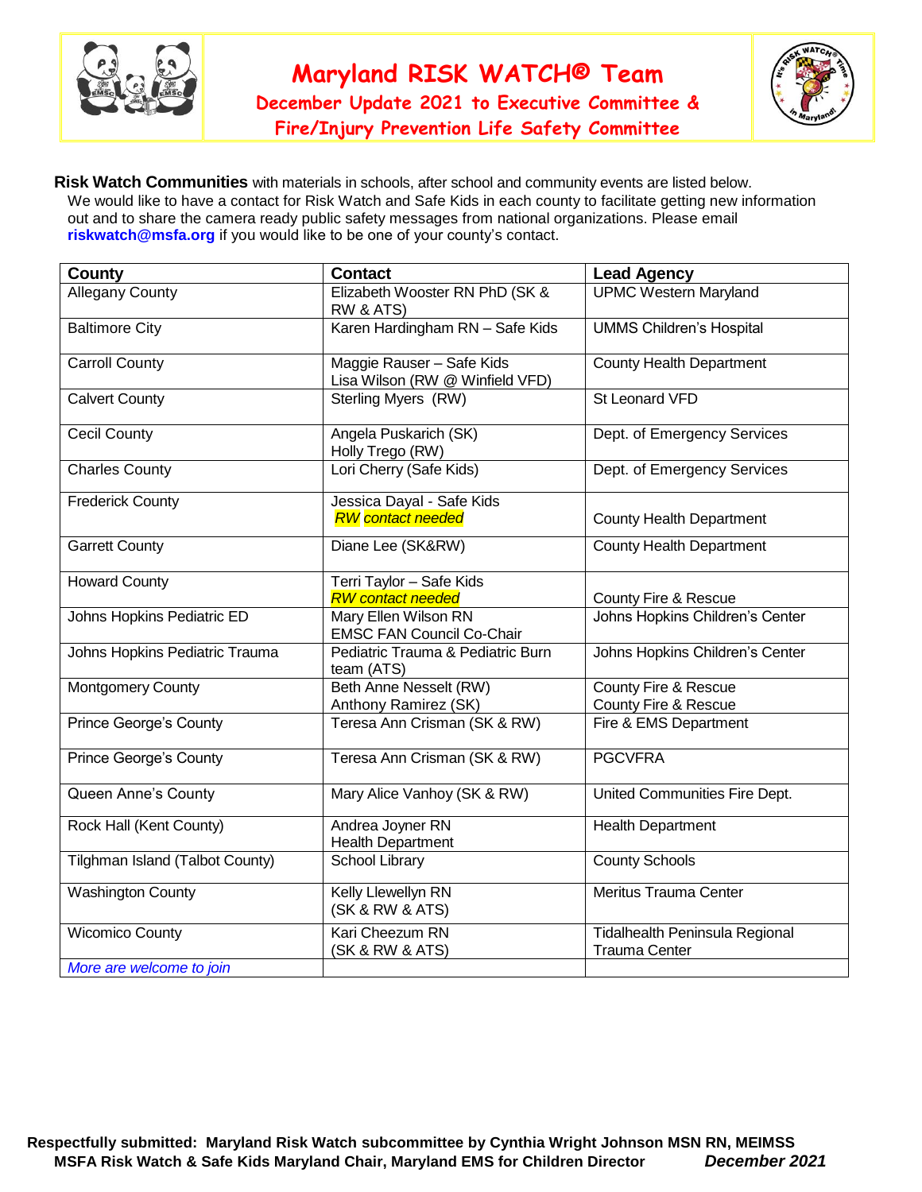# Maryland RISK WATCH® Team

## December Update 2021 to Executive Committee & Fire/Injury Prevention Life Safety Committee

**Risk Watch Communities** with materials in schools, after school and community events are listed below. We would like to have a contact for Risk Watch and Safe Kids in each county to facilitate getting new information out and to share the camera ready public safety messages from national organizations. Please email **riskwatch@msfa.org** if you would like to be one of your county's contact.

| County | Contact | Lead Agency |
|---|---|---|
| Allegany County | Elizabeth Wooster RN PhD (SK & RW & ATS) | UPMC Western Maryland |
| Baltimore City | Karen Hardingham RN – Safe Kids | UMMS Children's Hospital |
| Carroll County | Maggie Rauser – Safe Kids<br>Lisa Wilson (RW @ Winfield VFD) | County Health Department |
| Calvert County | Sterling Myers (RW) | St Leonard VFD |
| Cecil County | Angela Puskarich (SK)<br>Holly Trego (RW) | Dept. of Emergency Services |
| Charles County | Lori Cherry (Safe Kids) | Dept. of Emergency Services |
| Frederick County | Jessica Dayal - Safe Kids<br>*RW contact needed* | County Health Department |
| Garrett County | Diane Lee (SK&RW) | County Health Department |
| Howard County | Terri Taylor – Safe Kids<br>*RW contact needed* | County Fire & Rescue |
| Johns Hopkins Pediatric ED | Mary Ellen Wilson RN<br>EMSC FAN Council Co-Chair | Johns Hopkins Children's Center |
| Johns Hopkins Pediatric Trauma | Pediatric Trauma & Pediatric Burn team (ATS) | Johns Hopkins Children's Center |
| Montgomery County | Beth Anne Nessett (RW)<br>Anthony Ramirez (SK) | County Fire & Rescue<br>County Fire & Rescue |
| Prince George's County | Teresa Ann Crisman (SK & RW) | Fire & EMS Department |
| Prince George's County | Teresa Ann Crisman (SK & RW) | PGCVFRA |
| Queen Anne's County | Mary Alice Vanhoy (SK & RW) | United Communities Fire Dept. |
| Rock Hall (Kent County) | Andrea Joyner RN<br>Health Department | Health Department |
| Tilghman Island (Talbot County) | School Library | County Schools |
| Washington County | Kelly Llewellyn RN<br>(SK & RW & ATS) | Meritus Trauma Center |
| Wicomico County | Kari Cheezum RN<br>(SK & RW & ATS) | Tidalhealth Peninsula Regional Trauma Center |
| *More are welcome to join* | | |

**Respectfully submitted: Maryland Risk Watch subcommittee by Cynthia Wright Johnson MSN RN, MEIMSS**
**MSFA Risk Watch & Safe Kids Maryland Chair, Maryland EMS for Children Director** ***December 2021***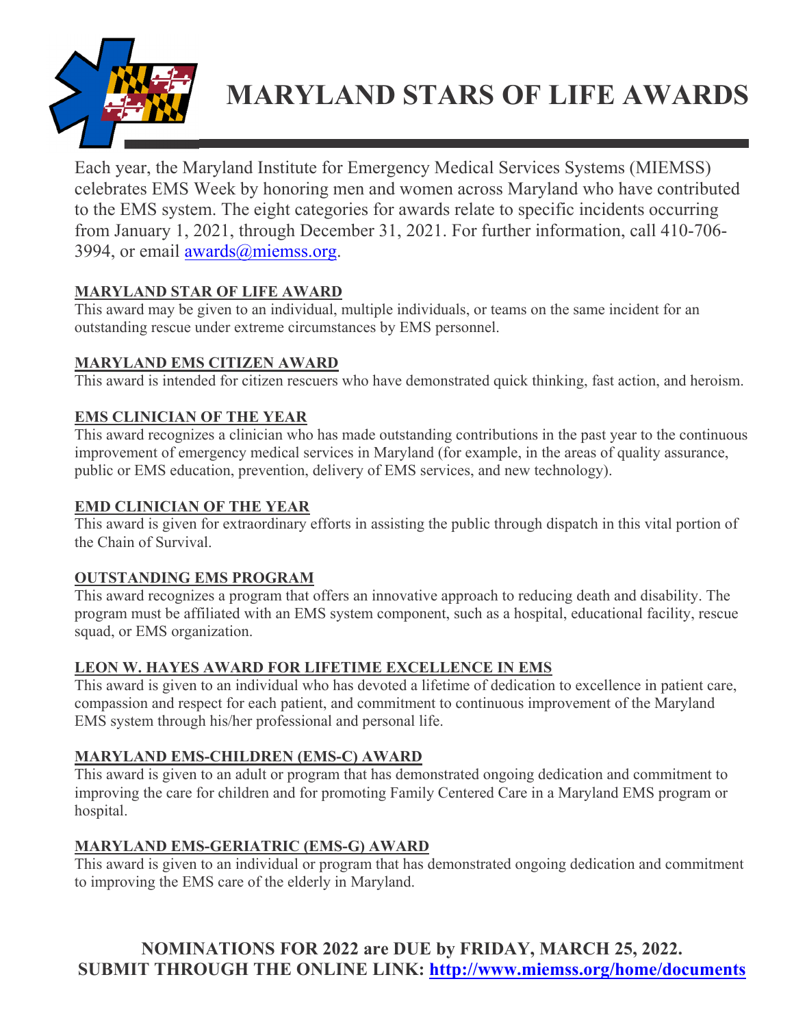# MARYLAND STARS OF LIFE AWARDS

Each year, the Maryland Institute for Emergency Medical Services Systems (MIEMSS) celebrates EMS Week by honoring men and women across Maryland who have contributed to the EMS system. The eight categories for awards relate to specific incidents occurring from January 1, 2021, through December 31, 2021. For further information, call 410-706-3994, or email awards@miemss.org.

## MARYLAND STAR OF LIFE AWARD

This award may be given to an individual, multiple individuals, or teams on the same incident for an outstanding rescue under extreme circumstances by EMS personnel.

## MARYLAND EMS CITIZEN AWARD

This award is intended for citizen rescuers who have demonstrated quick thinking, fast action, and heroism.

## EMS CLINICIAN OF THE YEAR

This award recognizes a clinician who has made outstanding contributions in the past year to the continuous improvement of emergency medical services in Maryland (for example, in the areas of quality assurance, public or EMS education, prevention, delivery of EMS services, and new technology).

## EMD CLINICIAN OF THE YEAR

This award is given for extraordinary efforts in assisting the public through dispatch in this vital portion of the Chain of Survival.

## OUTSTANDING EMS PROGRAM

This award recognizes a program that offers an innovative approach to reducing death and disability. The program must be affiliated with an EMS system component, such as a hospital, educational facility, rescue squad, or EMS organization.

## LEON W. HAYES AWARD FOR LIFETIME EXCELLENCE IN EMS

This award is given to an individual who has devoted a lifetime of dedication to excellence in patient care, compassion and respect for each patient, and commitment to continuous improvement of the Maryland EMS system through his/her professional and personal life.

## MARYLAND EMS-CHILDREN (EMS-C) AWARD

This award is given to an adult or program that has demonstrated ongoing dedication and commitment to improving the care for children and for promoting Family Centered Care in a Maryland EMS program or hospital.

## MARYLAND EMS-GERIATRIC (EMS-G) AWARD

This award is given to an individual or program that has demonstrated ongoing dedication and commitment to improving the EMS care of the elderly in Maryland.

**NOMINATIONS FOR 2022 are DUE by FRIDAY, MARCH 25, 2022.**
**SUBMIT THROUGH THE ONLINE LINK: http://www.miemss.org/home/documents**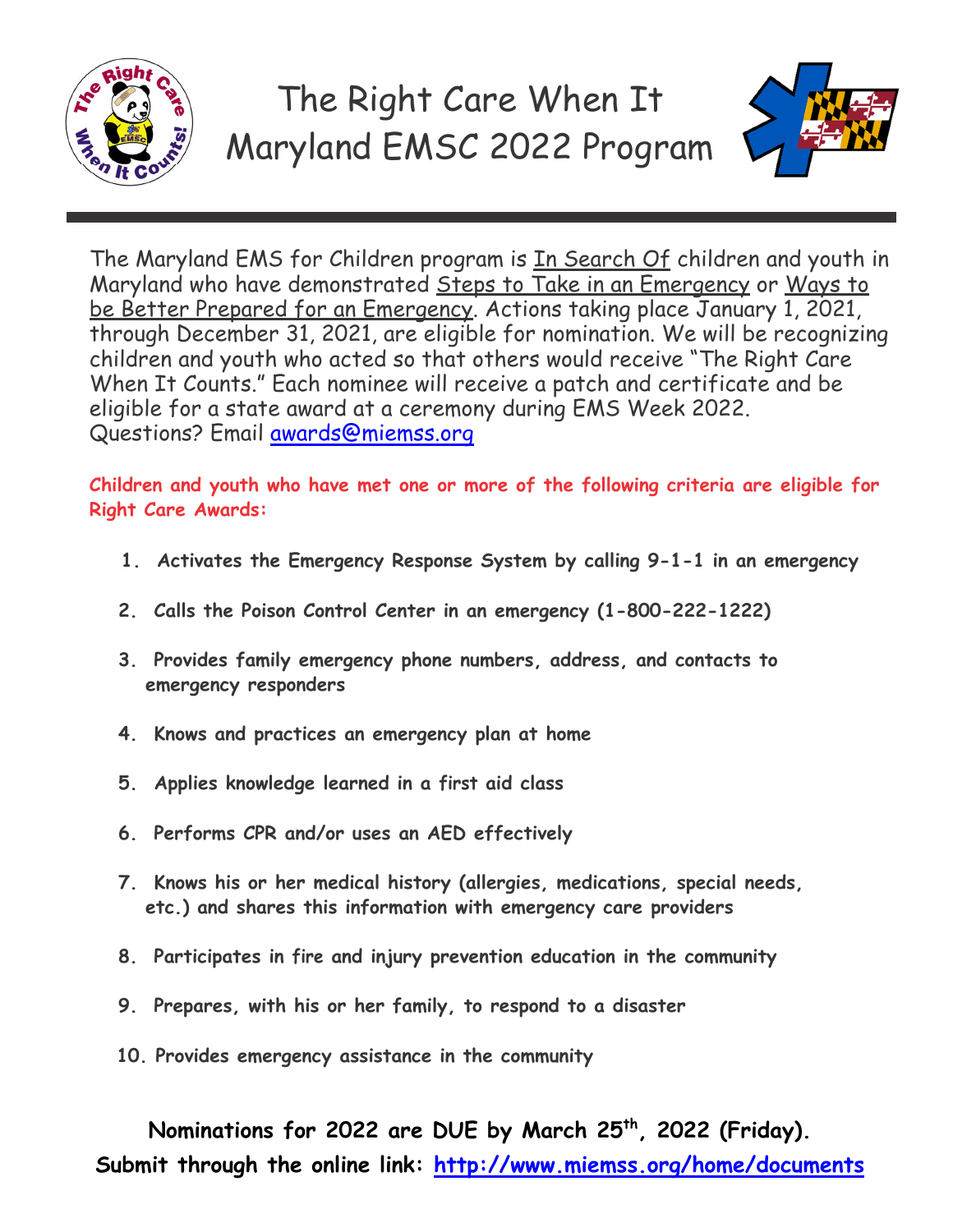# The Right Care When It Counts
# Maryland EMSC 2022 Program

The Maryland EMS for Children program is In Search Of children and youth in Maryland who have demonstrated Steps to Take in an Emergency or Ways to be Better Prepared for an Emergency. Actions taking place January 1, 2021, through December 31, 2021, are eligible for nomination. We will be recognizing children and youth who acted so that others would receive "The Right Care When It Counts." Each nominee will receive a patch and certificate and be eligible for a state award at a ceremony during EMS Week 2022. Questions? Email awards@miemss.org

**Children and youth who have met one or more of the following criteria are eligible for Right Care Awards:**

1. **Activates the Emergency Response System by calling 9-1-1 in an emergency**
2. **Calls the Poison Control Center in an emergency (1-800-222-1222)**
3. **Provides family emergency phone numbers, address, and contacts to emergency responders**
4. **Knows and practices an emergency plan at home**
5. **Applies knowledge learned in a first aid class**
6. **Performs CPR and/or uses an AED effectively**
7. **Knows his or her medical history (allergies, medications, special needs, etc.) and shares this information with emergency care providers**
8. **Participates in fire and injury prevention education in the community**
9. **Prepares, with his or her family, to respond to a disaster**
10. **Provides emergency assistance in the community**

**Nominations for 2022 are DUE by March 25th, 2022 (Friday).**

**Submit through the online link: http://www.miemss.org/home/documents**